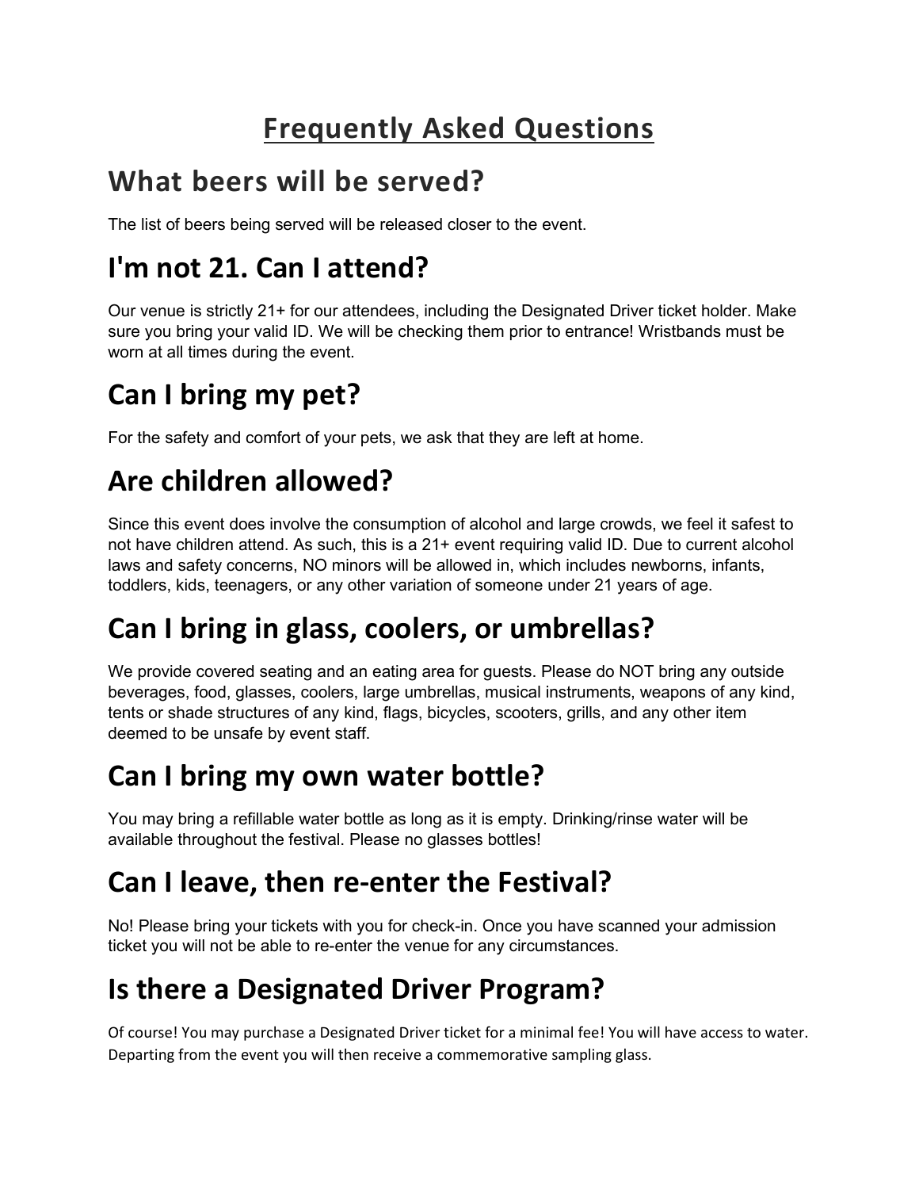# Frequently Asked Questions

## What beers will be served?

The list of beers being served will be released closer to the event.

## I'm not 21. Can I attend?

Our venue is strictly 21+ for our attendees, including the Designated Driver ticket holder. Make sure you bring your valid ID. We will be checking them prior to entrance! Wristbands must be worn at all times during the event.

## Can I bring my pet?

For the safety and comfort of your pets, we ask that they are left at home.

## Are children allowed?

Since this event does involve the consumption of alcohol and large crowds, we feel it safest to not have children attend. As such, this is a 21+ event requiring valid ID. Due to current alcohol laws and safety concerns, NO minors will be allowed in, which includes newborns, infants, toddlers, kids, teenagers, or any other variation of someone under 21 years of age.

## Can I bring in glass, coolers, or umbrellas?

We provide covered seating and an eating area for guests. Please do NOT bring any outside beverages, food, glasses, coolers, large umbrellas, musical instruments, weapons of any kind, tents or shade structures of any kind, flags, bicycles, scooters, grills, and any other item deemed to be unsafe by event staff.

## Can I bring my own water bottle?

You may bring a refillable water bottle as long as it is empty. Drinking/rinse water will be available throughout the festival. Please no glasses bottles!

## Can I leave, then re-enter the Festival?

No! Please bring your tickets with you for check-in. Once you have scanned your admission ticket you will not be able to re-enter the venue for any circumstances.

## Is there a Designated Driver Program?

Of course! You may purchase a Designated Driver ticket for a minimal fee! You will have access to water. Departing from the event you will then receive a commemorative sampling glass.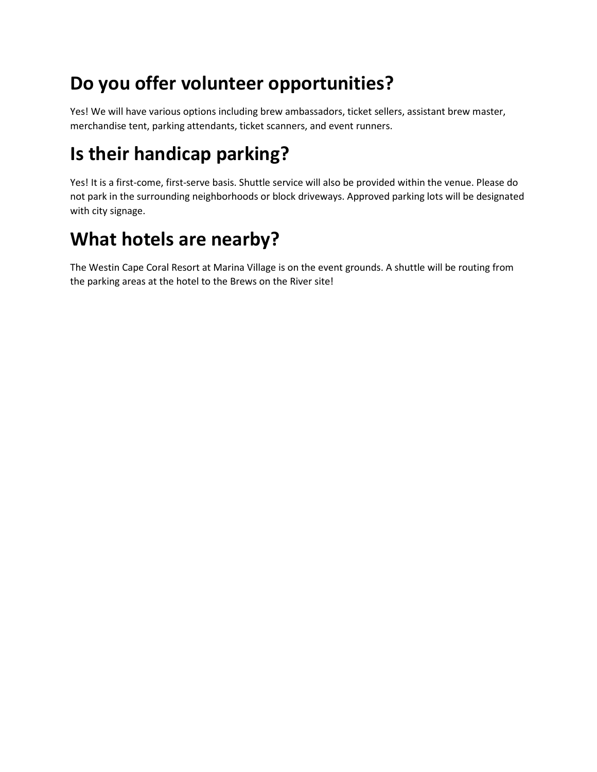# Do you offer volunteer opportunities?

Yes! We will have various options including brew ambassadors, ticket sellers, assistant brew master, merchandise tent, parking attendants, ticket scanners, and event runners.

# Is their handicap parking?

Yes! It is a first-come, first-serve basis. Shuttle service will also be provided within the venue. Please do not park in the surrounding neighborhoods or block driveways. Approved parking lots will be designated with city signage.

# What hotels are nearby?

The Westin Cape Coral Resort at Marina Village is on the event grounds. A shuttle will be routing from the parking areas at the hotel to the Brews on the River site!